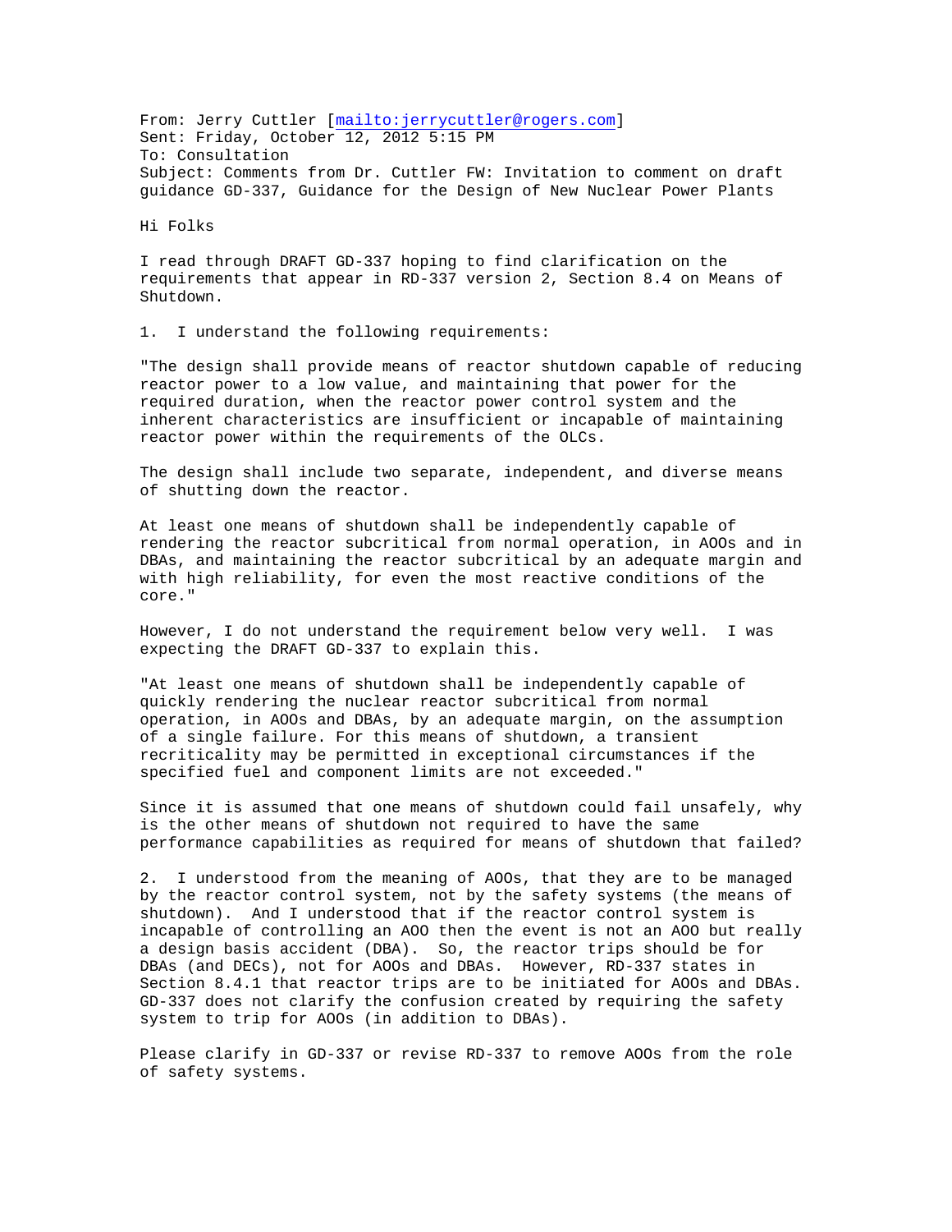From: Jerry Cuttler [mailto:jerrycuttler@rogers.com]
Sent: Friday, October 12, 2012 5:15 PM
To: Consultation
Subject: Comments from Dr. Cuttler FW: Invitation to comment on draft guidance GD-337, Guidance for the Design of New Nuclear Power Plants

Hi Folks

I read through DRAFT GD-337 hoping to find clarification on the requirements that appear in RD-337 version 2, Section 8.4 on Means of Shutdown.

1. I understand the following requirements:

"The design shall provide means of reactor shutdown capable of reducing reactor power to a low value, and maintaining that power for the required duration, when the reactor power control system and the inherent characteristics are insufficient or incapable of maintaining reactor power within the requirements of the OLCs.

The design shall include two separate, independent, and diverse means of shutting down the reactor.

At least one means of shutdown shall be independently capable of rendering the reactor subcritical from normal operation, in AOOs and in DBAs, and maintaining the reactor subcritical by an adequate margin and with high reliability, for even the most reactive conditions of the core."

However, I do not understand the requirement below very well. I was expecting the DRAFT GD-337 to explain this.

"At least one means of shutdown shall be independently capable of quickly rendering the nuclear reactor subcritical from normal operation, in AOOs and DBAs, by an adequate margin, on the assumption of a single failure. For this means of shutdown, a transient recriticality may be permitted in exceptional circumstances if the specified fuel and component limits are not exceeded."

Since it is assumed that one means of shutdown could fail unsafely, why is the other means of shutdown not required to have the same performance capabilities as required for means of shutdown that failed?

2. I understood from the meaning of AOOs, that they are to be managed by the reactor control system, not by the safety systems (the means of shutdown). And I understood that if the reactor control system is incapable of controlling an AOO then the event is not an AOO but really a design basis accident (DBA). So, the reactor trips should be for DBAs (and DECs), not for AOOs and DBAs. However, RD-337 states in Section 8.4.1 that reactor trips are to be initiated for AOOs and DBAs. GD-337 does not clarify the confusion created by requiring the safety system to trip for AOOs (in addition to DBAs).

Please clarify in GD-337 or revise RD-337 to remove AOOs from the role of safety systems.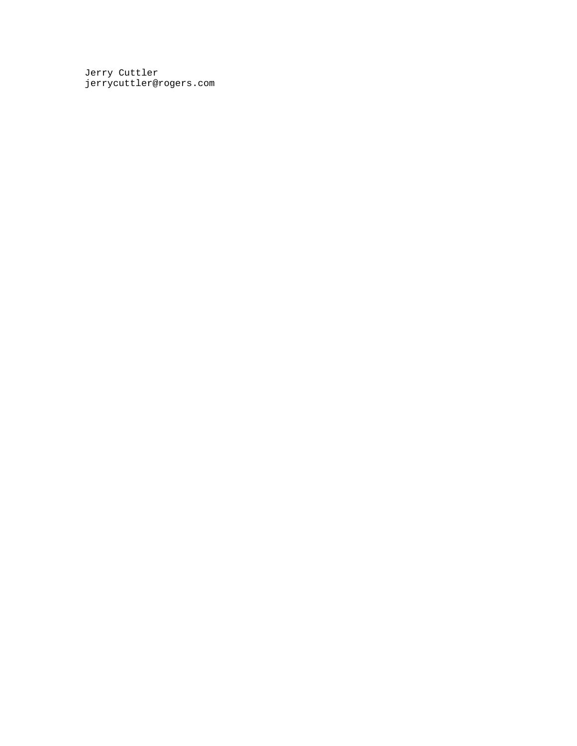Jerry Cuttler
jerrycuttler@rogers.com